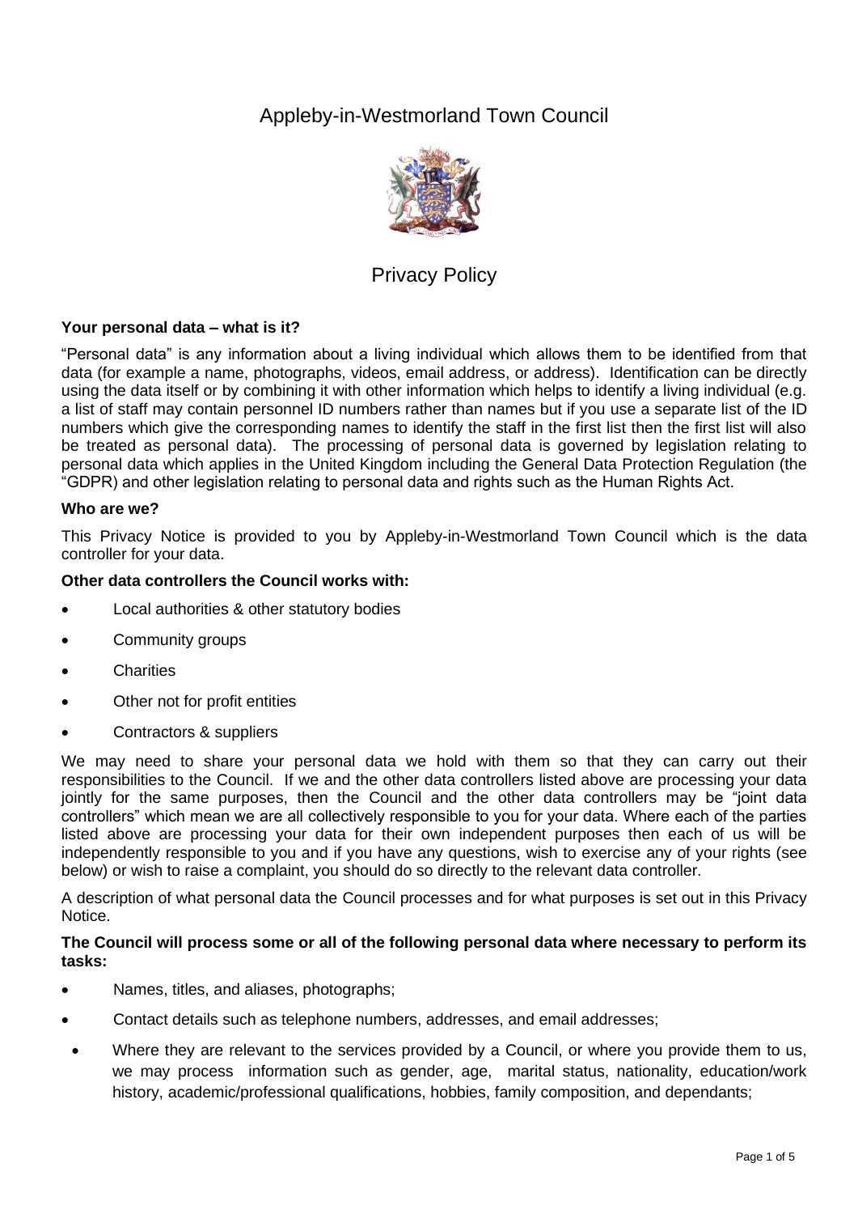# Appleby-in-Westmorland Town Council

## Privacy Policy

**Your personal data – what is it?**

"Personal data" is any information about a living individual which allows them to be identified from that data (for example a name, photographs, videos, email address, or address). Identification can be directly using the data itself or by combining it with other information which helps to identify a living individual (e.g. a list of staff may contain personnel ID numbers rather than names but if you use a separate list of the ID numbers which give the corresponding names to identify the staff in the first list then the first list will also be treated as personal data). The processing of personal data is governed by legislation relating to personal data which applies in the United Kingdom including the General Data Protection Regulation (the "GDPR) and other legislation relating to personal data and rights such as the Human Rights Act.

**Who are we?**

This Privacy Notice is provided to you by Appleby-in-Westmorland Town Council which is the data controller for your data.

**Other data controllers the Council works with:**

- Local authorities & other statutory bodies
- Community groups
- Charities
- Other not for profit entities
- Contractors & suppliers

We may need to share your personal data we hold with them so that they can carry out their responsibilities to the Council. If we and the other data controllers listed above are processing your data jointly for the same purposes, then the Council and the other data controllers may be "joint data controllers" which mean we are all collectively responsible to you for your data. Where each of the parties listed above are processing your data for their own independent purposes then each of us will be independently responsible to you and if you have any questions, wish to exercise any of your rights (see below) or wish to raise a complaint, you should do so directly to the relevant data controller.

A description of what personal data the Council processes and for what purposes is set out in this Privacy Notice.

**The Council will process some or all of the following personal data where necessary to perform its tasks:**

- Names, titles, and aliases, photographs;
- Contact details such as telephone numbers, addresses, and email addresses;
- Where they are relevant to the services provided by a Council, or where you provide them to us, we may process information such as gender, age, marital status, nationality, education/work history, academic/professional qualifications, hobbies, family composition, and dependants;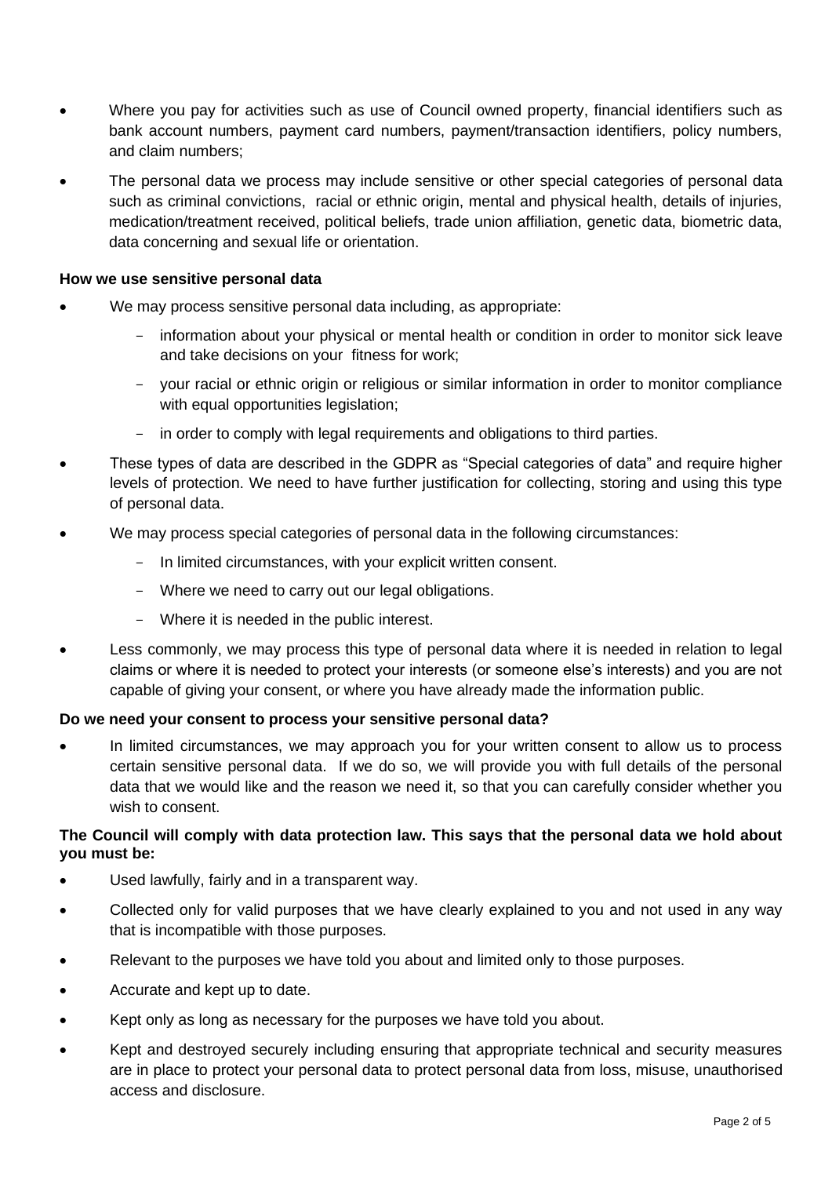- Where you pay for activities such as use of Council owned property, financial identifiers such as bank account numbers, payment card numbers, payment/transaction identifiers, policy numbers, and claim numbers;
- The personal data we process may include sensitive or other special categories of personal data such as criminal convictions, racial or ethnic origin, mental and physical health, details of injuries, medication/treatment received, political beliefs, trade union affiliation, genetic data, biometric data, data concerning and sexual life or orientation.

**How we use sensitive personal data**

- We may process sensitive personal data including, as appropriate:
  - information about your physical or mental health or condition in order to monitor sick leave and take decisions on your fitness for work;
  - your racial or ethnic origin or religious or similar information in order to monitor compliance with equal opportunities legislation;
  - in order to comply with legal requirements and obligations to third parties.
- These types of data are described in the GDPR as "Special categories of data" and require higher levels of protection. We need to have further justification for collecting, storing and using this type of personal data.
- We may process special categories of personal data in the following circumstances:
  - In limited circumstances, with your explicit written consent.
  - Where we need to carry out our legal obligations.
  - Where it is needed in the public interest.
- Less commonly, we may process this type of personal data where it is needed in relation to legal claims or where it is needed to protect your interests (or someone else's interests) and you are not capable of giving your consent, or where you have already made the information public.

**Do we need your consent to process your sensitive personal data?**

- In limited circumstances, we may approach you for your written consent to allow us to process certain sensitive personal data. If we do so, we will provide you with full details of the personal data that we would like and the reason we need it, so that you can carefully consider whether you wish to consent.

**The Council will comply with data protection law. This says that the personal data we hold about you must be:**

- Used lawfully, fairly and in a transparent way.
- Collected only for valid purposes that we have clearly explained to you and not used in any way that is incompatible with those purposes.
- Relevant to the purposes we have told you about and limited only to those purposes.
- Accurate and kept up to date.
- Kept only as long as necessary for the purposes we have told you about.
- Kept and destroyed securely including ensuring that appropriate technical and security measures are in place to protect your personal data to protect personal data from loss, misuse, unauthorised access and disclosure.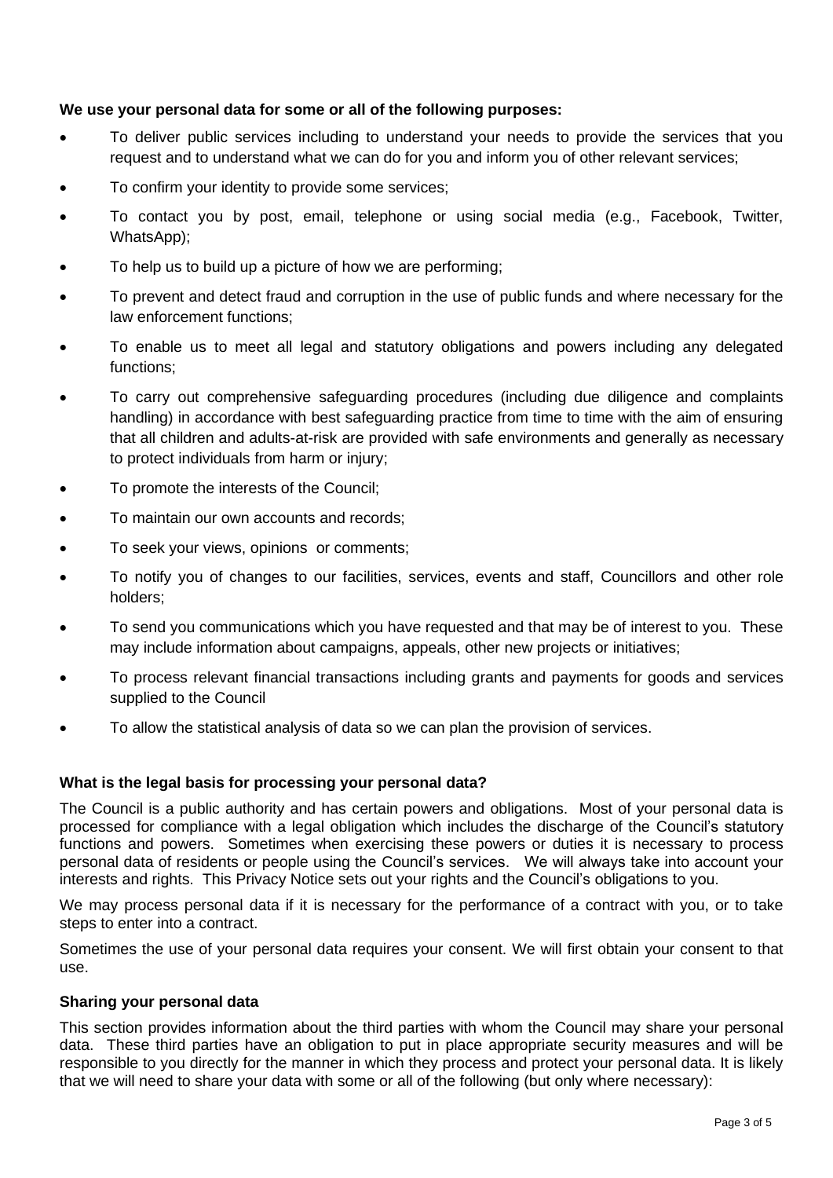**We use your personal data for some or all of the following purposes:**

- To deliver public services including to understand your needs to provide the services that you request and to understand what we can do for you and inform you of other relevant services;
- To confirm your identity to provide some services;
- To contact you by post, email, telephone or using social media (e.g., Facebook, Twitter, WhatsApp);
- To help us to build up a picture of how we are performing;
- To prevent and detect fraud and corruption in the use of public funds and where necessary for the law enforcement functions;
- To enable us to meet all legal and statutory obligations and powers including any delegated functions;
- To carry out comprehensive safeguarding procedures (including due diligence and complaints handling) in accordance with best safeguarding practice from time to time with the aim of ensuring that all children and adults-at-risk are provided with safe environments and generally as necessary to protect individuals from harm or injury;
- To promote the interests of the Council;
- To maintain our own accounts and records;
- To seek your views, opinions or comments;
- To notify you of changes to our facilities, services, events and staff, Councillors and other role holders;
- To send you communications which you have requested and that may be of interest to you. These may include information about campaigns, appeals, other new projects or initiatives;
- To process relevant financial transactions including grants and payments for goods and services supplied to the Council
- To allow the statistical analysis of data so we can plan the provision of services.

**What is the legal basis for processing your personal data?**

The Council is a public authority and has certain powers and obligations. Most of your personal data is processed for compliance with a legal obligation which includes the discharge of the Council's statutory functions and powers. Sometimes when exercising these powers or duties it is necessary to process personal data of residents or people using the Council's services. We will always take into account your interests and rights. This Privacy Notice sets out your rights and the Council's obligations to you.

We may process personal data if it is necessary for the performance of a contract with you, or to take steps to enter into a contract.

Sometimes the use of your personal data requires your consent. We will first obtain your consent to that use.

**Sharing your personal data**

This section provides information about the third parties with whom the Council may share your personal data. These third parties have an obligation to put in place appropriate security measures and will be responsible to you directly for the manner in which they process and protect your personal data. It is likely that we will need to share your data with some or all of the following (but only where necessary):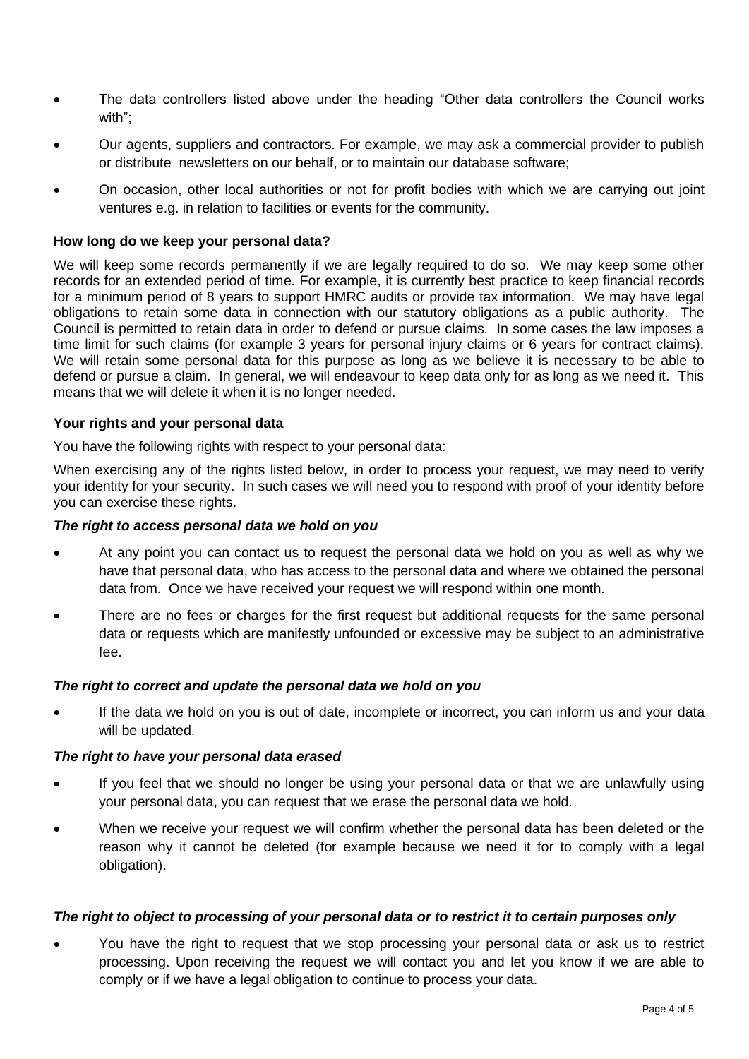- The data controllers listed above under the heading "Other data controllers the Council works with";
- Our agents, suppliers and contractors. For example, we may ask a commercial provider to publish or distribute newsletters on our behalf, or to maintain our database software;
- On occasion, other local authorities or not for profit bodies with which we are carrying out joint ventures e.g. in relation to facilities or events for the community.

**How long do we keep your personal data?**

We will keep some records permanently if we are legally required to do so. We may keep some other records for an extended period of time. For example, it is currently best practice to keep financial records for a minimum period of 8 years to support HMRC audits or provide tax information. We may have legal obligations to retain some data in connection with our statutory obligations as a public authority. The Council is permitted to retain data in order to defend or pursue claims. In some cases the law imposes a time limit for such claims (for example 3 years for personal injury claims or 6 years for contract claims). We will retain some personal data for this purpose as long as we believe it is necessary to be able to defend or pursue a claim. In general, we will endeavour to keep data only for as long as we need it. This means that we will delete it when it is no longer needed.

**Your rights and your personal data**

You have the following rights with respect to your personal data:

When exercising any of the rights listed below, in order to process your request, we may need to verify your identity for your security. In such cases we will need you to respond with proof of your identity before you can exercise these rights.

***The right to access personal data we hold on you***

- At any point you can contact us to request the personal data we hold on you as well as why we have that personal data, who has access to the personal data and where we obtained the personal data from. Once we have received your request we will respond within one month.
- There are no fees or charges for the first request but additional requests for the same personal data or requests which are manifestly unfounded or excessive may be subject to an administrative fee.

***The right to correct and update the personal data we hold on you***

- If the data we hold on you is out of date, incomplete or incorrect, you can inform us and your data will be updated.

***The right to have your personal data erased***

- If you feel that we should no longer be using your personal data or that we are unlawfully using your personal data, you can request that we erase the personal data we hold.
- When we receive your request we will confirm whether the personal data has been deleted or the reason why it cannot be deleted (for example because we need it for to comply with a legal obligation).

***The right to object to processing of your personal data or to restrict it to certain purposes only***

- You have the right to request that we stop processing your personal data or ask us to restrict processing. Upon receiving the request we will contact you and let you know if we are able to comply or if we have a legal obligation to continue to process your data.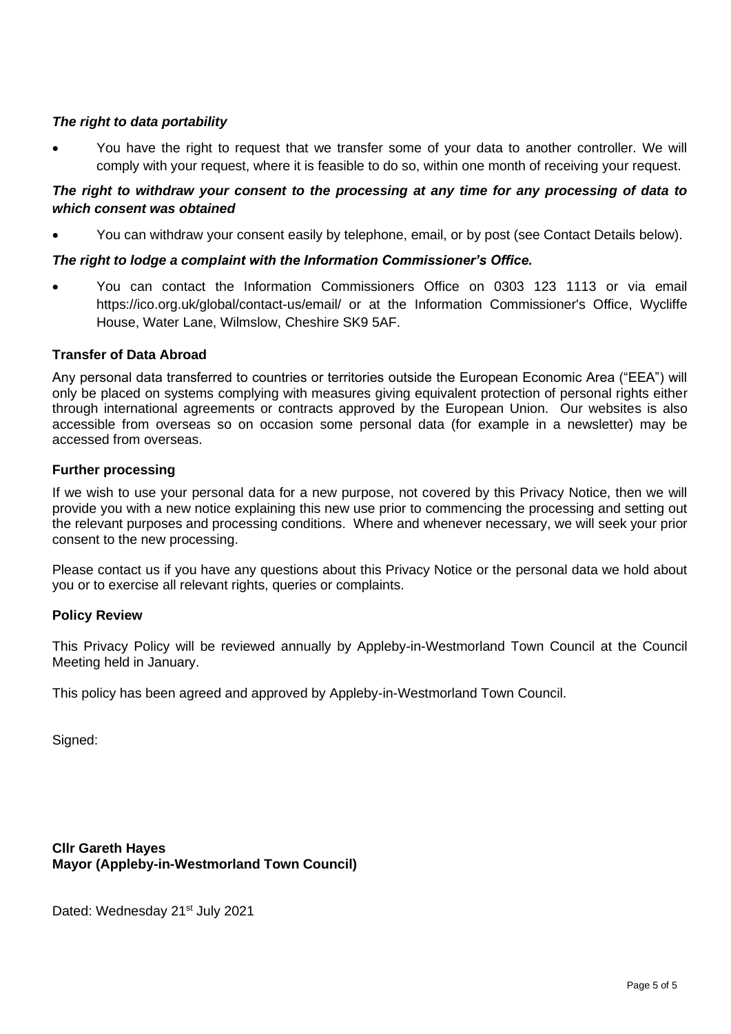***The right to data portability***

- You have the right to request that we transfer some of your data to another controller. We will comply with your request, where it is feasible to do so, within one month of receiving your request.

***The right to withdraw your consent to the processing at any time for any processing of data to which consent was obtained***

- You can withdraw your consent easily by telephone, email, or by post (see Contact Details below).

***The right to lodge a complaint with the Information Commissioner's Office.***

- You can contact the Information Commissioners Office on 0303 123 1113 or via email https://ico.org.uk/global/contact-us/email/ or at the Information Commissioner's Office, Wycliffe House, Water Lane, Wilmslow, Cheshire SK9 5AF.

**Transfer of Data Abroad**

Any personal data transferred to countries or territories outside the European Economic Area ("EEA") will only be placed on systems complying with measures giving equivalent protection of personal rights either through international agreements or contracts approved by the European Union. Our websites is also accessible from overseas so on occasion some personal data (for example in a newsletter) may be accessed from overseas.

**Further processing**

If we wish to use your personal data for a new purpose, not covered by this Privacy Notice, then we will provide you with a new notice explaining this new use prior to commencing the processing and setting out the relevant purposes and processing conditions. Where and whenever necessary, we will seek your prior consent to the new processing.

Please contact us if you have any questions about this Privacy Notice or the personal data we hold about you or to exercise all relevant rights, queries or complaints.

**Policy Review**

This Privacy Policy will be reviewed annually by Appleby-in-Westmorland Town Council at the Council Meeting held in January.

This policy has been agreed and approved by Appleby-in-Westmorland Town Council.

Signed:

**Cllr Gareth Hayes**
**Mayor (Appleby-in-Westmorland Town Council)**

Dated: Wednesday 21st July 2021